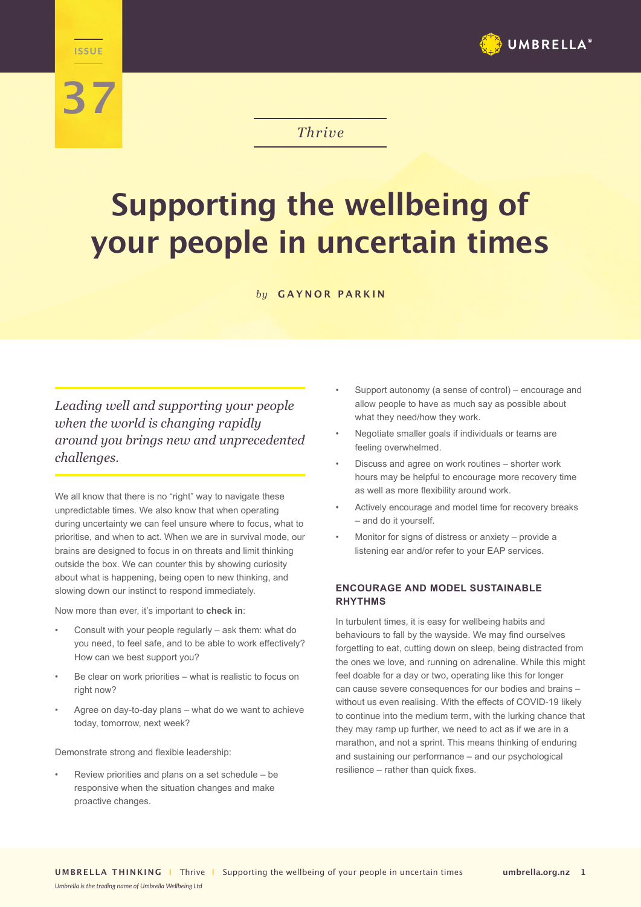ISSUE 37

*Thrive*

# Supporting the wellbeing of your people in uncertain times

*by* **GAYNOR PARKIN**

*Leading well and supporting your people when the world is changing rapidly around you brings new and unprecedented challenges.*

We all know that there is no "right" way to navigate these unpredictable times. We also know that when operating during uncertainty we can feel unsure where to focus, what to prioritise, and when to act. When we are in survival mode, our brains are designed to focus in on threats and limit thinking outside the box. We can counter this by showing curiosity about what is happening, being open to new thinking, and slowing down our instinct to respond immediately.

Now more than ever, it's important to **check in**:

- Consult with your people regularly – ask them: what do you need, to feel safe, and to be able to work effectively? How can we best support you?
- Be clear on work priorities – what is realistic to focus on right now?
- Agree on day-to-day plans – what do we want to achieve today, tomorrow, next week?

Demonstrate strong and flexible leadership:

- Review priorities and plans on a set schedule – be responsive when the situation changes and make proactive changes.
- Support autonomy (a sense of control) – encourage and allow people to have as much say as possible about what they need/how they work.
- Negotiate smaller goals if individuals or teams are feeling overwhelmed.
- Discuss and agree on work routines – shorter work hours may be helpful to encourage more recovery time as well as more flexibility around work.
- Actively encourage and model time for recovery breaks – and do it yourself.
- Monitor for signs of distress or anxiety – provide a listening ear and/or refer to your EAP services.

### ENCOURAGE AND MODEL SUSTAINABLE RHYTHMS

In turbulent times, it is easy for wellbeing habits and behaviours to fall by the wayside. We may find ourselves forgetting to eat, cutting down on sleep, being distracted from the ones we love, and running on adrenaline. While this might feel doable for a day or two, operating like this for longer can cause severe consequences for our bodies and brains – without us even realising. With the effects of COVID-19 likely to continue into the medium term, with the lurking chance that they may ramp up further, we need to act as if we are in a marathon, and not a sprint. This means thinking of enduring and sustaining our performance – and our psychological resilience – rather than quick fixes.

*Umbrella is the trading name of Umbrella Wellbeing Ltd*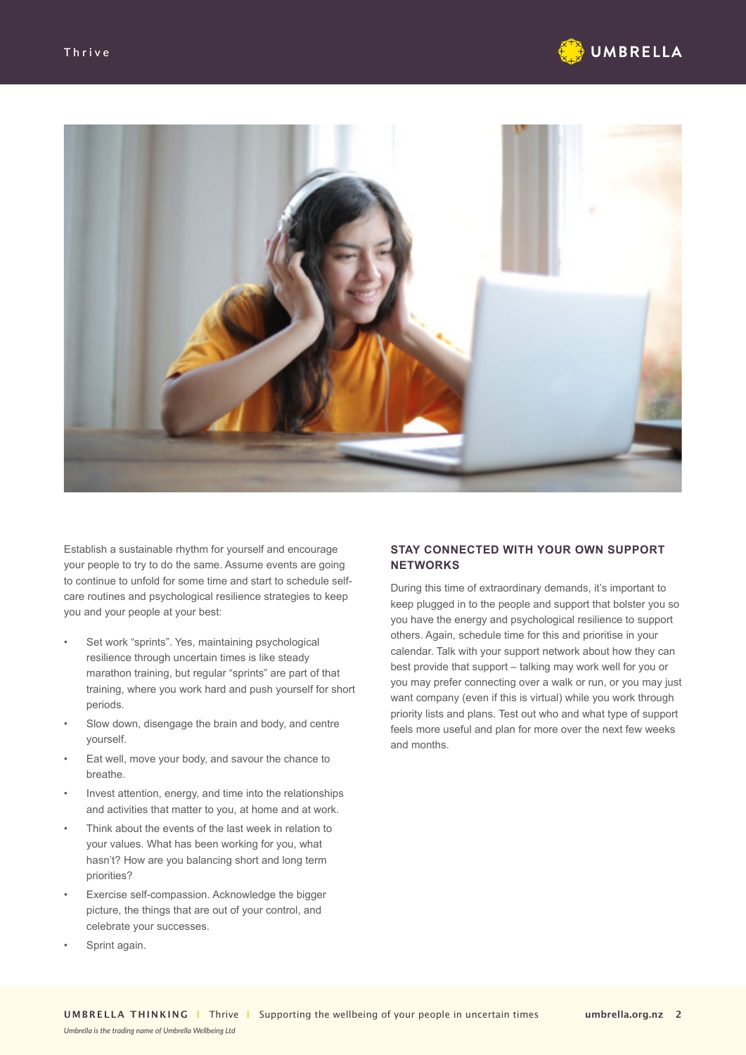Establish a sustainable rhythm for yourself and encourage your people to try to do the same. Assume events are going to continue to unfold for some time and start to schedule self-care routines and psychological resilience strategies to keep you and your people at your best:

- Set work “sprints”. Yes, maintaining psychological resilience through uncertain times is like steady marathon training, but regular “sprints” are part of that training, where you work hard and push yourself for short periods.
- Slow down, disengage the brain and body, and centre yourself.
- Eat well, move your body, and savour the chance to breathe.
- Invest attention, energy, and time into the relationships and activities that matter to you, at home and at work.
- Think about the events of the last week in relation to your values. What has been working for you, what hasn’t? How are you balancing short and long term priorities?
- Exercise self-compassion. Acknowledge the bigger picture, the things that are out of your control, and celebrate your successes.
- Sprint again.

## STAY CONNECTED WITH YOUR OWN SUPPORT NETWORKS

During this time of extraordinary demands, it’s important to keep plugged in to the people and support that bolster you so you have the energy and psychological resilience to support others. Again, schedule time for this and prioritise in your calendar. Talk with your support network about how they can best provide that support – talking may work well for you or you may prefer connecting over a walk or run, or you may just want company (even if this is virtual) while you work through priority lists and plans. Test out who and what type of support feels more useful and plan for more over the next few weeks and months.